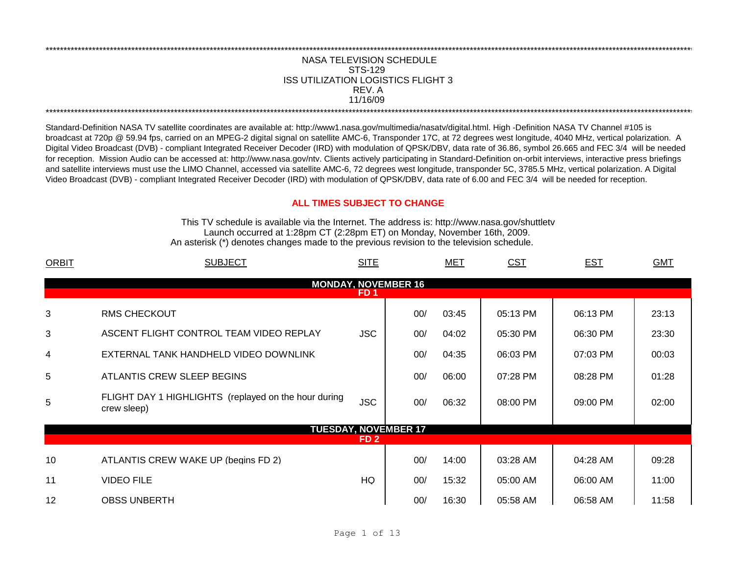NASA TELEVISION SCHEDULE
STS-129
ISS UTILIZATION LOGISTICS FLIGHT 3
REV. A
11/16/09

Standard-Definition NASA TV satellite coordinates are available at: http://www1.nasa.gov/multimedia/nasatv/digital.html. High -Definition NASA TV Channel #105 is broadcast at 720p @ 59.94 fps, carried on an MPEG-2 digital signal on satellite AMC-6, Transponder 17C, at 72 degrees west longitude, 4040 MHz, vertical polarization. A Digital Video Broadcast (DVB) - compliant Integrated Receiver Decoder (IRD) with modulation of QPSK/DBV, data rate of 36.86, symbol 26.665 and FEC 3/4 will be needed for reception. Mission Audio can be accessed at: http://www.nasa.gov/ntv. Clients actively participating in Standard-Definition on-orbit interviews, interactive press briefings and satellite interviews must use the LIMO Channel, accessed via satellite AMC-6, 72 degrees west longitude, transponder 5C, 3785.5 MHz, vertical polarization. A Digital Video Broadcast (DVB) - compliant Integrated Receiver Decoder (IRD) with modulation of QPSK/DBV, data rate of 6.00 and FEC 3/4 will be needed for reception.

**ALL TIMES SUBJECT TO CHANGE**

This TV schedule is available via the Internet. The address is: http://www.nasa.gov/shuttletv
Launch occurred at 1:28pm CT (2:28pm ET) on Monday, November 16th, 2009.
An asterisk (*) denotes changes made to the previous revision to the television schedule.

| ORBIT | SUBJECT | SITE | MET | | CST | EST | GMT |
|---|---|---|---|---|---|---|---|
| | **MONDAY, NOVEMBER 16** | | | | | | |
| | **FD 1** | | | | | | |
| 3 | RMS CHECKOUT | | 00/ | 03:45 | 05:13 PM | 06:13 PM | 23:13 |
| 3 | ASCENT FLIGHT CONTROL TEAM VIDEO REPLAY | JSC | 00/ | 04:02 | 05:30 PM | 06:30 PM | 23:30 |
| 4 | EXTERNAL TANK HANDHELD VIDEO DOWNLINK | | 00/ | 04:35 | 06:03 PM | 07:03 PM | 00:03 |
| 5 | ATLANTIS CREW SLEEP BEGINS | | 00/ | 06:00 | 07:28 PM | 08:28 PM | 01:28 |
| 5 | FLIGHT DAY 1 HIGHLIGHTS (replayed on the hour during crew sleep) | JSC | 00/ | 06:32 | 08:00 PM | 09:00 PM | 02:00 |
| | **TUESDAY, NOVEMBER 17** | | | | | | |
| | **FD 2** | | | | | | |
| 10 | ATLANTIS CREW WAKE UP (begins FD 2) | | 00/ | 14:00 | 03:28 AM | 04:28 AM | 09:28 |
| 11 | VIDEO FILE | HQ | 00/ | 15:32 | 05:00 AM | 06:00 AM | 11:00 |
| 12 | OBSS UNBERTH | | 00/ | 16:30 | 05:58 AM | 06:58 AM | 11:58 |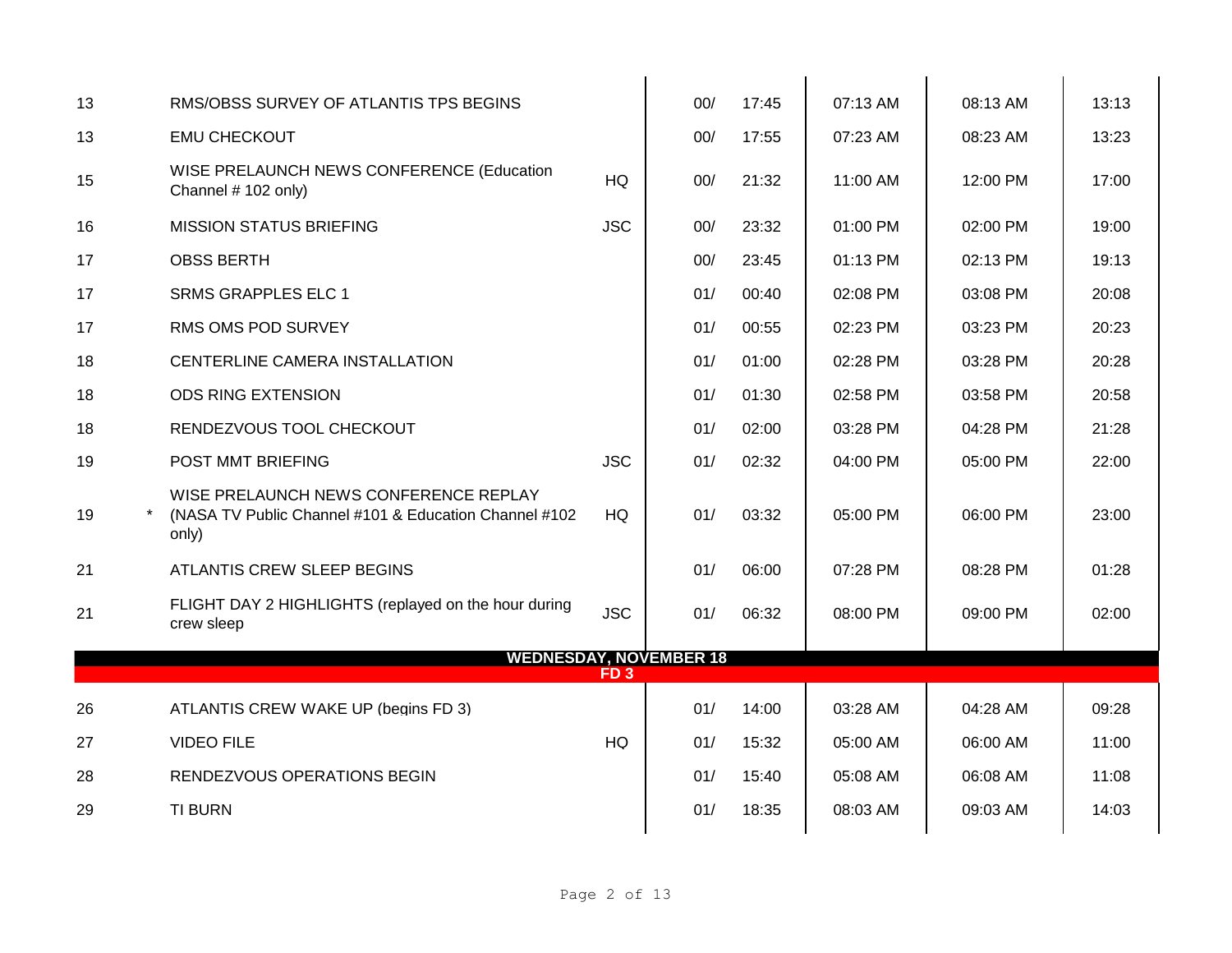| | | | | | | | | |
|---|---|---|---|---|---|---|---|---|
| 13 | | RMS/OBSS SURVEY OF ATLANTIS TPS BEGINS | | 00/ | 17:45 | 07:13 AM | 08:13 AM | 13:13 |
| 13 | | EMU CHECKOUT | | 00/ | 17:55 | 07:23 AM | 08:23 AM | 13:23 |
| 15 | | WISE PRELAUNCH NEWS CONFERENCE (Education Channel # 102 only) | HQ | 00/ | 21:32 | 11:00 AM | 12:00 PM | 17:00 |
| 16 | | MISSION STATUS BRIEFING | JSC | 00/ | 23:32 | 01:00 PM | 02:00 PM | 19:00 |
| 17 | | OBSS BERTH | | 00/ | 23:45 | 01:13 PM | 02:13 PM | 19:13 |
| 17 | | SRMS GRAPPLES ELC 1 | | 01/ | 00:40 | 02:08 PM | 03:08 PM | 20:08 |
| 17 | | RMS OMS POD SURVEY | | 01/ | 00:55 | 02:23 PM | 03:23 PM | 20:23 |
| 18 | | CENTERLINE CAMERA INSTALLATION | | 01/ | 01:00 | 02:28 PM | 03:28 PM | 20:28 |
| 18 | | ODS RING EXTENSION | | 01/ | 01:30 | 02:58 PM | 03:58 PM | 20:58 |
| 18 | | RENDEZVOUS TOOL CHECKOUT | | 01/ | 02:00 | 03:28 PM | 04:28 PM | 21:28 |
| 19 | | POST MMT BRIEFING | JSC | 01/ | 02:32 | 04:00 PM | 05:00 PM | 22:00 |
| 19 | * | WISE PRELAUNCH NEWS CONFERENCE REPLAY (NASA TV Public Channel #101 & Education Channel #102 only) | HQ | 01/ | 03:32 | 05:00 PM | 06:00 PM | 23:00 |
| 21 | | ATLANTIS CREW SLEEP BEGINS | | 01/ | 06:00 | 07:28 PM | 08:28 PM | 01:28 |
| 21 | | FLIGHT DAY 2 HIGHLIGHTS (replayed on the hour during crew sleep | JSC | 01/ | 06:32 | 08:00 PM | 09:00 PM | 02:00 |
| **WEDNESDAY, NOVEMBER 18** | | | | | | | | |
| **FD 3** | | | | | | | | |
| 26 | | ATLANTIS CREW WAKE UP (begins FD 3) | | 01/ | 14:00 | 03:28 AM | 04:28 AM | 09:28 |
| 27 | | VIDEO FILE | HQ | 01/ | 15:32 | 05:00 AM | 06:00 AM | 11:00 |
| 28 | | RENDEZVOUS OPERATIONS BEGIN | | 01/ | 15:40 | 05:08 AM | 06:08 AM | 11:08 |
| 29 | | TI BURN | | 01/ | 18:35 | 08:03 AM | 09:03 AM | 14:03 |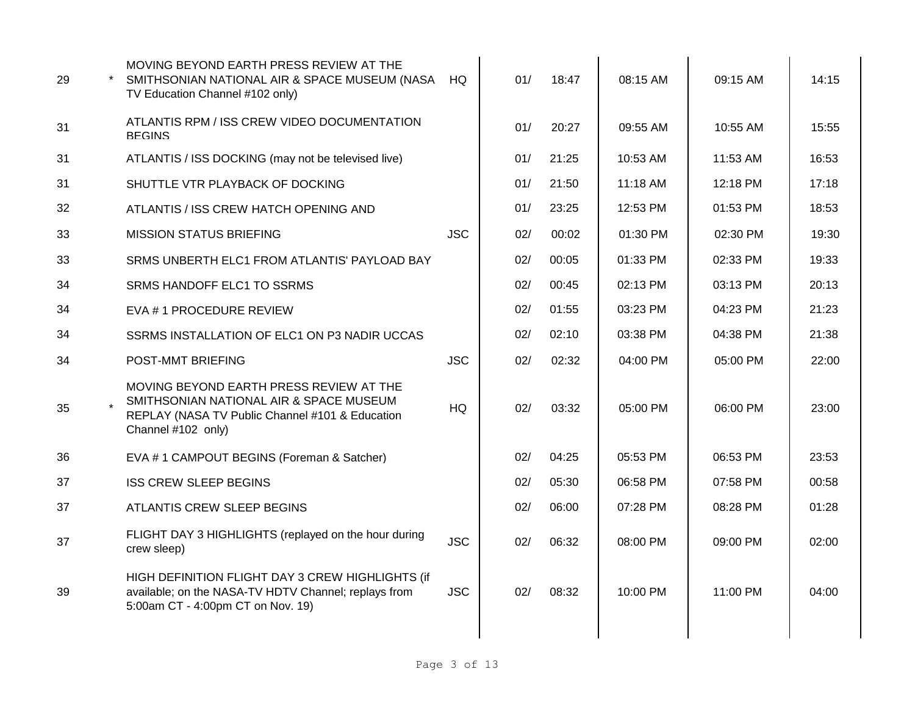| | | | | | | | | |
|---|---|---|---|---|---|---|---|---|
| 29 | * | MOVING BEYOND EARTH PRESS REVIEW AT THE SMITHSONIAN NATIONAL AIR & SPACE MUSEUM (NASA TV Education Channel #102 only) | HQ | 01/ | 18:47 | 08:15 AM | 09:15 AM | 14:15 |
| 31 | | ATLANTIS RPM / ISS CREW VIDEO DOCUMENTATION BEGINS | | 01/ | 20:27 | 09:55 AM | 10:55 AM | 15:55 |
| 31 | | ATLANTIS / ISS DOCKING (may not be televised live) | | 01/ | 21:25 | 10:53 AM | 11:53 AM | 16:53 |
| 31 | | SHUTTLE VTR PLAYBACK OF DOCKING | | 01/ | 21:50 | 11:18 AM | 12:18 PM | 17:18 |
| 32 | | ATLANTIS / ISS CREW HATCH OPENING AND | | 01/ | 23:25 | 12:53 PM | 01:53 PM | 18:53 |
| 33 | | MISSION STATUS BRIEFING | JSC | 02/ | 00:02 | 01:30 PM | 02:30 PM | 19:30 |
| 33 | | SRMS UNBERTH ELC1 FROM ATLANTIS' PAYLOAD BAY | | 02/ | 00:05 | 01:33 PM | 02:33 PM | 19:33 |
| 34 | | SRMS HANDOFF ELC1 TO SSRMS | | 02/ | 00:45 | 02:13 PM | 03:13 PM | 20:13 |
| 34 | | EVA # 1 PROCEDURE REVIEW | | 02/ | 01:55 | 03:23 PM | 04:23 PM | 21:23 |
| 34 | | SSRMS INSTALLATION OF ELC1 ON P3 NADIR UCCAS | | 02/ | 02:10 | 03:38 PM | 04:38 PM | 21:38 |
| 34 | | POST-MMT BRIEFING | JSC | 02/ | 02:32 | 04:00 PM | 05:00 PM | 22:00 |
| 35 | * | MOVING BEYOND EARTH PRESS REVIEW AT THE SMITHSONIAN NATIONAL AIR & SPACE MUSEUM REPLAY (NASA TV Public Channel #101 & Education Channel #102 only) | HQ | 02/ | 03:32 | 05:00 PM | 06:00 PM | 23:00 |
| 36 | | EVA # 1 CAMPOUT BEGINS (Foreman & Satcher) | | 02/ | 04:25 | 05:53 PM | 06:53 PM | 23:53 |
| 37 | | ISS CREW SLEEP BEGINS | | 02/ | 05:30 | 06:58 PM | 07:58 PM | 00:58 |
| 37 | | ATLANTIS CREW SLEEP BEGINS | | 02/ | 06:00 | 07:28 PM | 08:28 PM | 01:28 |
| 37 | | FLIGHT DAY 3 HIGHLIGHTS (replayed on the hour during crew sleep) | JSC | 02/ | 06:32 | 08:00 PM | 09:00 PM | 02:00 |
| 39 | | HIGH DEFINITION FLIGHT DAY 3 CREW HIGHLIGHTS (if available; on the NASA-TV HDTV Channel; replays from 5:00am CT - 4:00pm CT on Nov. 19) | JSC | 02/ | 08:32 | 10:00 PM | 11:00 PM | 04:00 |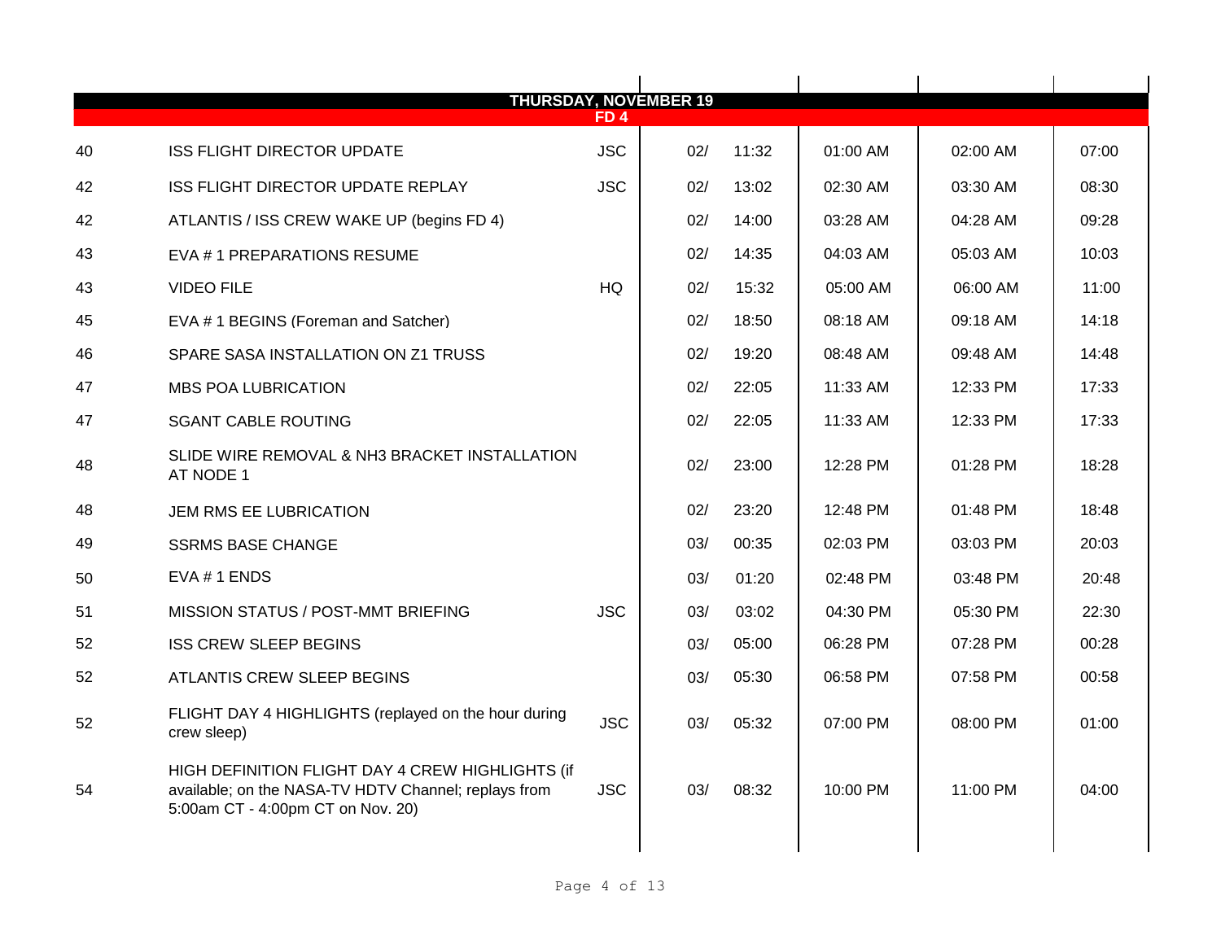| THURSDAY, NOVEMBER 19 FD 4 | | | | | | | |
|---|---|---|---|---|---|---|---|
| 40 | ISS FLIGHT DIRECTOR UPDATE | JSC | 02/ | 11:32 | 01:00 AM | 02:00 AM | 07:00 |
| 42 | ISS FLIGHT DIRECTOR UPDATE REPLAY | JSC | 02/ | 13:02 | 02:30 AM | 03:30 AM | 08:30 |
| 42 | ATLANTIS / ISS CREW WAKE UP (begins FD 4) | | 02/ | 14:00 | 03:28 AM | 04:28 AM | 09:28 |
| 43 | EVA # 1 PREPARATIONS RESUME | | 02/ | 14:35 | 04:03 AM | 05:03 AM | 10:03 |
| 43 | VIDEO FILE | HQ | 02/ | 15:32 | 05:00 AM | 06:00 AM | 11:00 |
| 45 | EVA # 1 BEGINS (Foreman and Satcher) | | 02/ | 18:50 | 08:18 AM | 09:18 AM | 14:18 |
| 46 | SPARE SASA INSTALLATION ON Z1 TRUSS | | 02/ | 19:20 | 08:48 AM | 09:48 AM | 14:48 |
| 47 | MBS POA LUBRICATION | | 02/ | 22:05 | 11:33 AM | 12:33 PM | 17:33 |
| 47 | SGANT CABLE ROUTING | | 02/ | 22:05 | 11:33 AM | 12:33 PM | 17:33 |
| 48 | SLIDE WIRE REMOVAL & NH3 BRACKET INSTALLATION AT NODE 1 | | 02/ | 23:00 | 12:28 PM | 01:28 PM | 18:28 |
| 48 | JEM RMS EE LUBRICATION | | 02/ | 23:20 | 12:48 PM | 01:48 PM | 18:48 |
| 49 | SSRMS BASE CHANGE | | 03/ | 00:35 | 02:03 PM | 03:03 PM | 20:03 |
| 50 | EVA # 1 ENDS | | 03/ | 01:20 | 02:48 PM | 03:48 PM | 20:48 |
| 51 | MISSION STATUS / POST-MMT BRIEFING | JSC | 03/ | 03:02 | 04:30 PM | 05:30 PM | 22:30 |
| 52 | ISS CREW SLEEP BEGINS | | 03/ | 05:00 | 06:28 PM | 07:28 PM | 00:28 |
| 52 | ATLANTIS CREW SLEEP BEGINS | | 03/ | 05:30 | 06:58 PM | 07:58 PM | 00:58 |
| 52 | FLIGHT DAY 4 HIGHLIGHTS (replayed on the hour during crew sleep) | JSC | 03/ | 05:32 | 07:00 PM | 08:00 PM | 01:00 |
| 54 | HIGH DEFINITION FLIGHT DAY 4 CREW HIGHLIGHTS (if available; on the NASA-TV HDTV Channel; replays from 5:00am CT - 4:00pm CT on Nov. 20) | JSC | 03/ | 08:32 | 10:00 PM | 11:00 PM | 04:00 |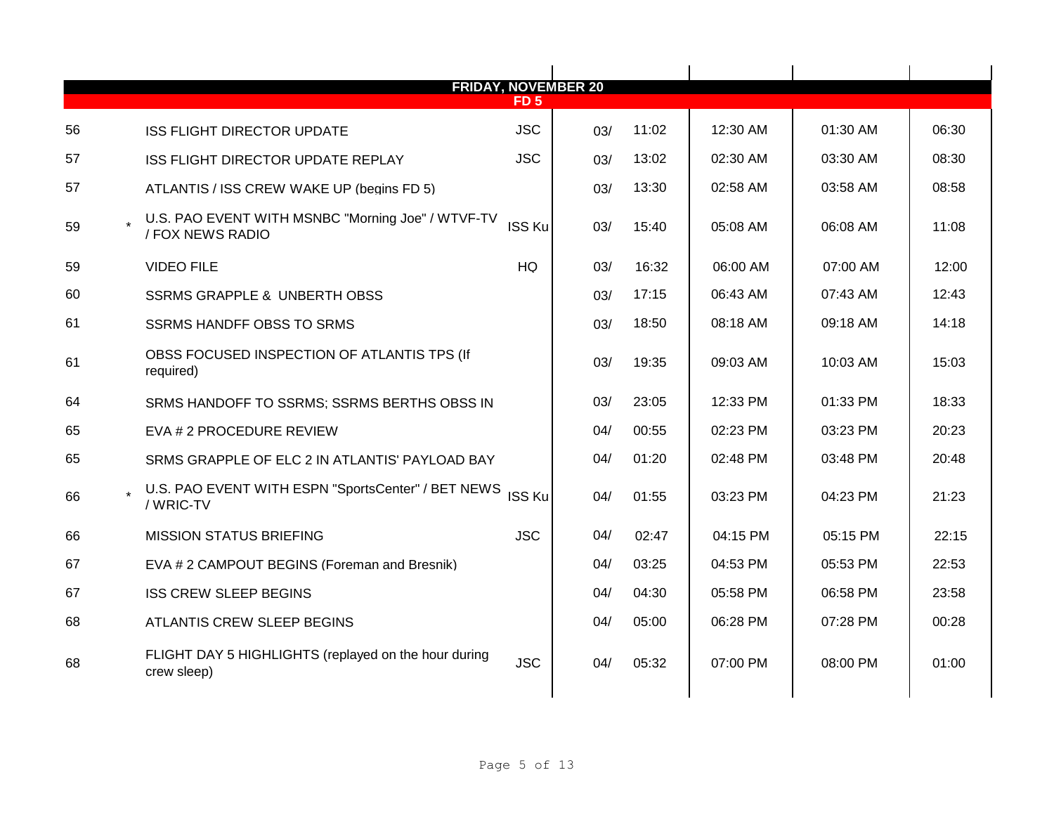| | | FRIDAY, NOVEMBER 20 | | | | | | |
|---|---|---|---|---|---|---|---|---|
| | | FD 5 | | | | | | |
| 56 | | ISS FLIGHT DIRECTOR UPDATE | JSC | 03/ | 11:02 | 12:30 AM | 01:30 AM | 06:30 |
| 57 | | ISS FLIGHT DIRECTOR UPDATE REPLAY | JSC | 03/ | 13:02 | 02:30 AM | 03:30 AM | 08:30 |
| 57 | | ATLANTIS / ISS CREW WAKE UP (begins FD 5) | | 03/ | 13:30 | 02:58 AM | 03:58 AM | 08:58 |
| 59 | * | U.S. PAO EVENT WITH MSNBC "Morning Joe" / WTVF-TV / FOX NEWS RADIO | ISS Ku | 03/ | 15:40 | 05:08 AM | 06:08 AM | 11:08 |
| 59 | | VIDEO FILE | HQ | 03/ | 16:32 | 06:00 AM | 07:00 AM | 12:00 |
| 60 | | SSRMS GRAPPLE & UNBERTH OBSS | | 03/ | 17:15 | 06:43 AM | 07:43 AM | 12:43 |
| 61 | | SSRMS HANDFF OBSS TO SRMS | | 03/ | 18:50 | 08:18 AM | 09:18 AM | 14:18 |
| 61 | | OBSS FOCUSED INSPECTION OF ATLANTIS TPS (If required) | | 03/ | 19:35 | 09:03 AM | 10:03 AM | 15:03 |
| 64 | | SRMS HANDOFF TO SSRMS; SSRMS BERTHS OBSS IN | | 03/ | 23:05 | 12:33 PM | 01:33 PM | 18:33 |
| 65 | | EVA # 2 PROCEDURE REVIEW | | 04/ | 00:55 | 02:23 PM | 03:23 PM | 20:23 |
| 65 | | SRMS GRAPPLE OF ELC 2 IN ATLANTIS' PAYLOAD BAY | | 04/ | 01:20 | 02:48 PM | 03:48 PM | 20:48 |
| 66 | * | U.S. PAO EVENT WITH ESPN "SportsCenter" / BET NEWS / WRIC-TV | ISS Ku | 04/ | 01:55 | 03:23 PM | 04:23 PM | 21:23 |
| 66 | | MISSION STATUS BRIEFING | JSC | 04/ | 02:47 | 04:15 PM | 05:15 PM | 22:15 |
| 67 | | EVA # 2 CAMPOUT BEGINS (Foreman and Bresnik) | | 04/ | 03:25 | 04:53 PM | 05:53 PM | 22:53 |
| 67 | | ISS CREW SLEEP BEGINS | | 04/ | 04:30 | 05:58 PM | 06:58 PM | 23:58 |
| 68 | | ATLANTIS CREW SLEEP BEGINS | | 04/ | 05:00 | 06:28 PM | 07:28 PM | 00:28 |
| 68 | | FLIGHT DAY 5 HIGHLIGHTS (replayed on the hour during crew sleep) | JSC | 04/ | 05:32 | 07:00 PM | 08:00 PM | 01:00 |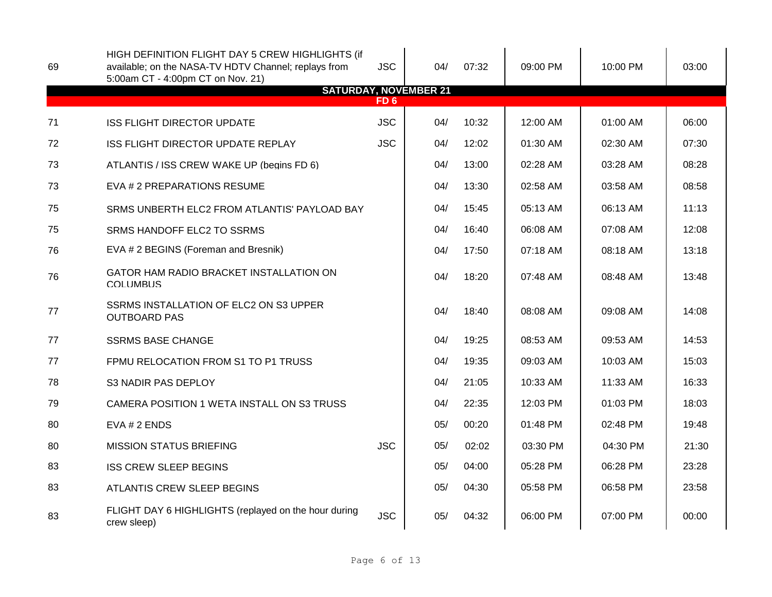| | | | | | | | |
|---|---|---|---|---|---|---|---|
| 69 | HIGH DEFINITION FLIGHT DAY 5 CREW HIGHLIGHTS (if available; on the NASA-TV HDTV Channel; replays from 5:00am CT - 4:00pm CT on Nov. 21) | JSC | 04/ | 07:32 | 09:00 PM | 10:00 PM | 03:00 |
| | **SATURDAY, NOVEMBER 21** | | | | | | |
| | **FD 6** | | | | | | |
| 71 | ISS FLIGHT DIRECTOR UPDATE | JSC | 04/ | 10:32 | 12:00 AM | 01:00 AM | 06:00 |
| 72 | ISS FLIGHT DIRECTOR UPDATE REPLAY | JSC | 04/ | 12:02 | 01:30 AM | 02:30 AM | 07:30 |
| 73 | ATLANTIS / ISS CREW WAKE UP (begins FD 6) | | 04/ | 13:00 | 02:28 AM | 03:28 AM | 08:28 |
| 73 | EVA # 2 PREPARATIONS RESUME | | 04/ | 13:30 | 02:58 AM | 03:58 AM | 08:58 |
| 75 | SRMS UNBERTH ELC2 FROM ATLANTIS' PAYLOAD BAY | | 04/ | 15:45 | 05:13 AM | 06:13 AM | 11:13 |
| 75 | SRMS HANDOFF ELC2 TO SSRMS | | 04/ | 16:40 | 06:08 AM | 07:08 AM | 12:08 |
| 76 | EVA # 2 BEGINS (Foreman and Bresnik) | | 04/ | 17:50 | 07:18 AM | 08:18 AM | 13:18 |
| 76 | GATOR HAM RADIO BRACKET INSTALLATION ON COLUMBUS | | 04/ | 18:20 | 07:48 AM | 08:48 AM | 13:48 |
| 77 | SSRMS INSTALLATION OF ELC2 ON S3 UPPER OUTBOARD PAS | | 04/ | 18:40 | 08:08 AM | 09:08 AM | 14:08 |
| 77 | SSRMS BASE CHANGE | | 04/ | 19:25 | 08:53 AM | 09:53 AM | 14:53 |
| 77 | FPMU RELOCATION FROM S1 TO P1 TRUSS | | 04/ | 19:35 | 09:03 AM | 10:03 AM | 15:03 |
| 78 | S3 NADIR PAS DEPLOY | | 04/ | 21:05 | 10:33 AM | 11:33 AM | 16:33 |
| 79 | CAMERA POSITION 1 WETA INSTALL ON S3 TRUSS | | 04/ | 22:35 | 12:03 PM | 01:03 PM | 18:03 |
| 80 | EVA # 2 ENDS | | 05/ | 00:20 | 01:48 PM | 02:48 PM | 19:48 |
| 80 | MISSION STATUS BRIEFING | JSC | 05/ | 02:02 | 03:30 PM | 04:30 PM | 21:30 |
| 83 | ISS CREW SLEEP BEGINS | | 05/ | 04:00 | 05:28 PM | 06:28 PM | 23:28 |
| 83 | ATLANTIS CREW SLEEP BEGINS | | 05/ | 04:30 | 05:58 PM | 06:58 PM | 23:58 |
| 83 | FLIGHT DAY 6 HIGHLIGHTS (replayed on the hour during crew sleep) | JSC | 05/ | 04:32 | 06:00 PM | 07:00 PM | 00:00 |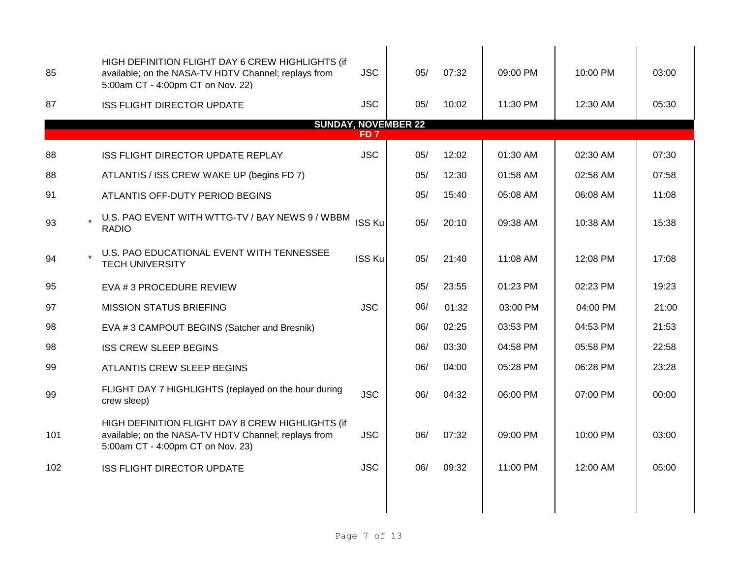| | | | | | | | | |
|---|---|---|---|---|---|---|---|---|
| 85 | | HIGH DEFINITION FLIGHT DAY 6 CREW HIGHLIGHTS (if available; on the NASA-TV HDTV Channel; replays from 5:00am CT - 4:00pm CT on Nov. 22) | JSC | 05/ | 07:32 | 09:00 PM | 10:00 PM | 03:00 |
| 87 | | ISS FLIGHT DIRECTOR UPDATE | JSC | 05/ | 10:02 | 11:30 PM | 12:30 AM | 05:30 |
| | | **SUNDAY, NOVEMBER 22** | | | | | | |
| | | **FD 7** | | | | | | |
| 88 | | ISS FLIGHT DIRECTOR UPDATE REPLAY | JSC | 05/ | 12:02 | 01:30 AM | 02:30 AM | 07:30 |
| 88 | | ATLANTIS / ISS CREW WAKE UP (begins FD 7) | | 05/ | 12:30 | 01:58 AM | 02:58 AM | 07:58 |
| 91 | | ATLANTIS OFF-DUTY PERIOD BEGINS | | 05/ | 15:40 | 05:08 AM | 06:08 AM | 11:08 |
| 93 | * | U.S. PAO EVENT WITH WTTG-TV / BAY NEWS 9 / WBBM RADIO | ISS Ku | 05/ | 20:10 | 09:38 AM | 10:38 AM | 15:38 |
| 94 | * | U.S. PAO EDUCATIONAL EVENT WITH TENNESSEE TECH UNIVERSITY | ISS Ku | 05/ | 21:40 | 11:08 AM | 12:08 PM | 17:08 |
| 95 | | EVA # 3 PROCEDURE REVIEW | | 05/ | 23:55 | 01:23 PM | 02:23 PM | 19:23 |
| 97 | | MISSION STATUS BRIEFING | JSC | 06/ | 01:32 | 03:00 PM | 04:00 PM | 21:00 |
| 98 | | EVA # 3 CAMPOUT BEGINS (Satcher and Bresnik) | | 06/ | 02:25 | 03:53 PM | 04:53 PM | 21:53 |
| 98 | | ISS CREW SLEEP BEGINS | | 06/ | 03:30 | 04:58 PM | 05:58 PM | 22:58 |
| 99 | | ATLANTIS CREW SLEEP BEGINS | | 06/ | 04:00 | 05:28 PM | 06:28 PM | 23:28 |
| 99 | | FLIGHT DAY 7 HIGHLIGHTS (replayed on the hour during crew sleep) | JSC | 06/ | 04:32 | 06:00 PM | 07:00 PM | 00:00 |
| 101 | | HIGH DEFINITION FLIGHT DAY 8 CREW HIGHLIGHTS (if available; on the NASA-TV HDTV Channel; replays from 5:00am CT - 4:00pm CT on Nov. 23) | JSC | 06/ | 07:32 | 09:00 PM | 10:00 PM | 03:00 |
| 102 | | ISS FLIGHT DIRECTOR UPDATE | JSC | 06/ | 09:32 | 11:00 PM | 12:00 AM | 05:00 |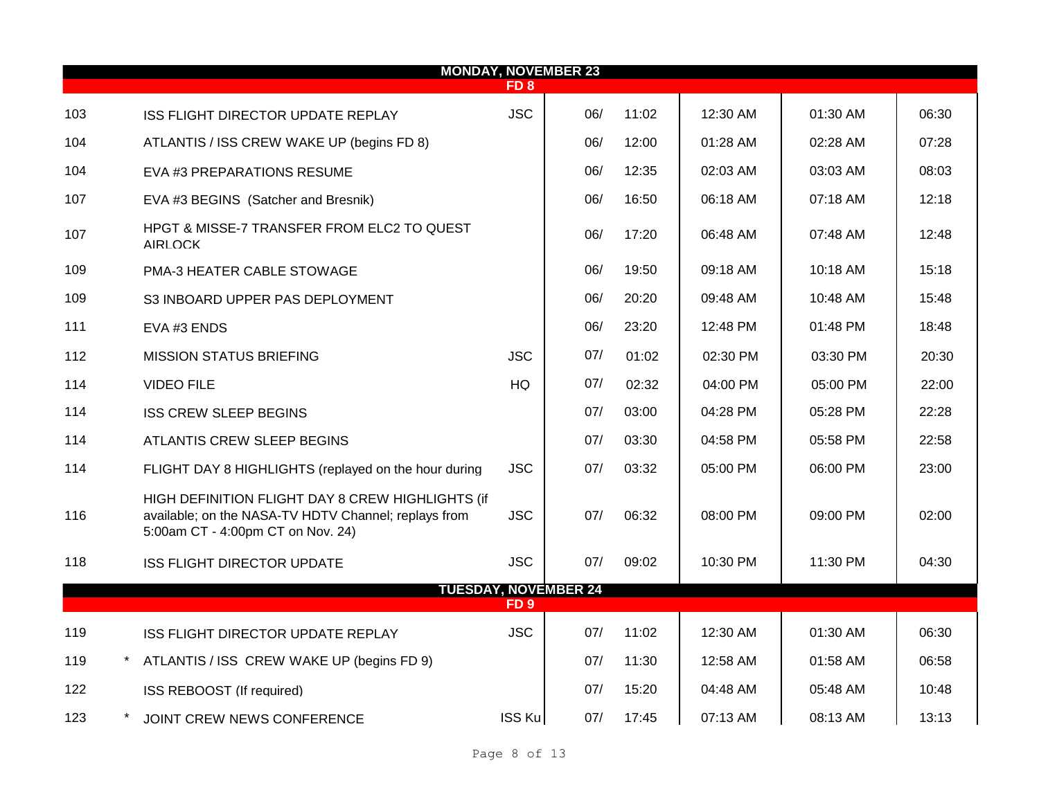| | | | | | | | | |
|---|---|---|---|---|---|---|---|---|
| **MONDAY, NOVEMBER 23** | | | | | | | | |
| **FD 8** | | | | | | | | |
| 103 | | ISS FLIGHT DIRECTOR UPDATE REPLAY | JSC | 06/ | 11:02 | 12:30 AM | 01:30 AM | 06:30 |
| 104 | | ATLANTIS / ISS CREW WAKE UP (begins FD 8) | | 06/ | 12:00 | 01:28 AM | 02:28 AM | 07:28 |
| 104 | | EVA #3 PREPARATIONS RESUME | | 06/ | 12:35 | 02:03 AM | 03:03 AM | 08:03 |
| 107 | | EVA #3 BEGINS (Satcher and Bresnik) | | 06/ | 16:50 | 06:18 AM | 07:18 AM | 12:18 |
| 107 | | HPGT & MISSE-7 TRANSFER FROM ELC2 TO QUEST AIRLOCK | | 06/ | 17:20 | 06:48 AM | 07:48 AM | 12:48 |
| 109 | | PMA-3 HEATER CABLE STOWAGE | | 06/ | 19:50 | 09:18 AM | 10:18 AM | 15:18 |
| 109 | | S3 INBOARD UPPER PAS DEPLOYMENT | | 06/ | 20:20 | 09:48 AM | 10:48 AM | 15:48 |
| 111 | | EVA #3 ENDS | | 06/ | 23:20 | 12:48 PM | 01:48 PM | 18:48 |
| 112 | | MISSION STATUS BRIEFING | JSC | 07/ | 01:02 | 02:30 PM | 03:30 PM | 20:30 |
| 114 | | VIDEO FILE | HQ | 07/ | 02:32 | 04:00 PM | 05:00 PM | 22:00 |
| 114 | | ISS CREW SLEEP BEGINS | | 07/ | 03:00 | 04:28 PM | 05:28 PM | 22:28 |
| 114 | | ATLANTIS CREW SLEEP BEGINS | | 07/ | 03:30 | 04:58 PM | 05:58 PM | 22:58 |
| 114 | | FLIGHT DAY 8 HIGHLIGHTS (replayed on the hour during | JSC | 07/ | 03:32 | 05:00 PM | 06:00 PM | 23:00 |
| 116 | | HIGH DEFINITION FLIGHT DAY 8 CREW HIGHLIGHTS (if available; on the NASA-TV HDTV Channel; replays from 5:00am CT - 4:00pm CT on Nov. 24) | JSC | 07/ | 06:32 | 08:00 PM | 09:00 PM | 02:00 |
| 118 | | ISS FLIGHT DIRECTOR UPDATE | JSC | 07/ | 09:02 | 10:30 PM | 11:30 PM | 04:30 |
| **TUESDAY, NOVEMBER 24** | | | | | | | | |
| **FD 9** | | | | | | | | |
| 119 | | ISS FLIGHT DIRECTOR UPDATE REPLAY | JSC | 07/ | 11:02 | 12:30 AM | 01:30 AM | 06:30 |
| 119 | * | ATLANTIS / ISS CREW WAKE UP (begins FD 9) | | 07/ | 11:30 | 12:58 AM | 01:58 AM | 06:58 |
| 122 | | ISS REBOOST (If required) | | 07/ | 15:20 | 04:48 AM | 05:48 AM | 10:48 |
| 123 | * | JOINT CREW NEWS CONFERENCE | ISS Ku | 07/ | 17:45 | 07:13 AM | 08:13 AM | 13:13 |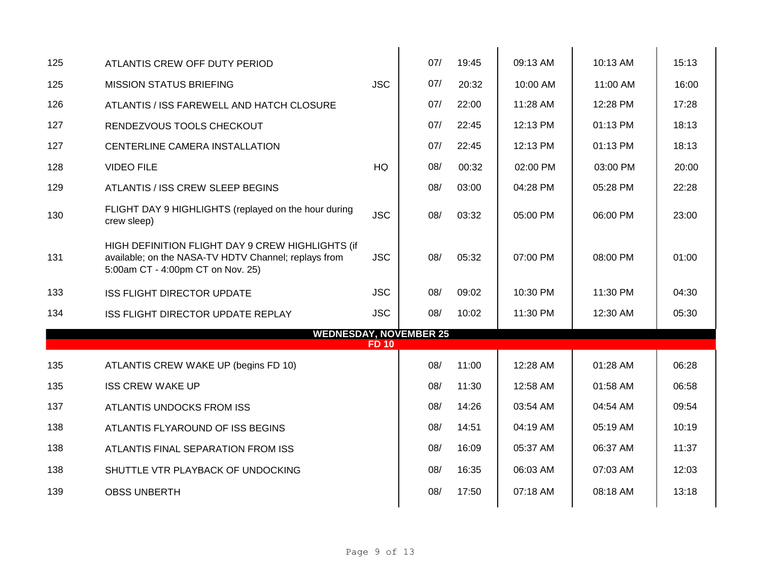| | | | | | | | |
|---|---|---|---|---|---|---|---|
| 125 | ATLANTIS CREW OFF DUTY PERIOD | | 07/ | 19:45 | 09:13 AM | 10:13 AM | 15:13 |
| 125 | MISSION STATUS BRIEFING | JSC | 07/ | 20:32 | 10:00 AM | 11:00 AM | 16:00 |
| 126 | ATLANTIS / ISS FAREWELL AND HATCH CLOSURE | | 07/ | 22:00 | 11:28 AM | 12:28 PM | 17:28 |
| 127 | RENDEZVOUS TOOLS CHECKOUT | | 07/ | 22:45 | 12:13 PM | 01:13 PM | 18:13 |
| 127 | CENTERLINE CAMERA INSTALLATION | | 07/ | 22:45 | 12:13 PM | 01:13 PM | 18:13 |
| 128 | VIDEO FILE | HQ | 08/ | 00:32 | 02:00 PM | 03:00 PM | 20:00 |
| 129 | ATLANTIS / ISS CREW SLEEP BEGINS | | 08/ | 03:00 | 04:28 PM | 05:28 PM | 22:28 |
| 130 | FLIGHT DAY 9 HIGHLIGHTS (replayed on the hour during crew sleep) | JSC | 08/ | 03:32 | 05:00 PM | 06:00 PM | 23:00 |
| 131 | HIGH DEFINITION FLIGHT DAY 9 CREW HIGHLIGHTS (if available; on the NASA-TV HDTV Channel; replays from 5:00am CT - 4:00pm CT on Nov. 25) | JSC | 08/ | 05:32 | 07:00 PM | 08:00 PM | 01:00 |
| 133 | ISS FLIGHT DIRECTOR UPDATE | JSC | 08/ | 09:02 | 10:30 PM | 11:30 PM | 04:30 |
| 134 | ISS FLIGHT DIRECTOR UPDATE REPLAY | JSC | 08/ | 10:02 | 11:30 PM | 12:30 AM | 05:30 |
| | **WEDNESDAY, NOVEMBER 25** | | | | | | |
| | **FD 10** | | | | | | |
| 135 | ATLANTIS CREW WAKE UP (begins FD 10) | | 08/ | 11:00 | 12:28 AM | 01:28 AM | 06:28 |
| 135 | ISS CREW WAKE UP | | 08/ | 11:30 | 12:58 AM | 01:58 AM | 06:58 |
| 137 | ATLANTIS UNDOCKS FROM ISS | | 08/ | 14:26 | 03:54 AM | 04:54 AM | 09:54 |
| 138 | ATLANTIS FLYAROUND OF ISS BEGINS | | 08/ | 14:51 | 04:19 AM | 05:19 AM | 10:19 |
| 138 | ATLANTIS FINAL SEPARATION FROM ISS | | 08/ | 16:09 | 05:37 AM | 06:37 AM | 11:37 |
| 138 | SHUTTLE VTR PLAYBACK OF UNDOCKING | | 08/ | 16:35 | 06:03 AM | 07:03 AM | 12:03 |
| 139 | OBSS UNBERTH | | 08/ | 17:50 | 07:18 AM | 08:18 AM | 13:18 |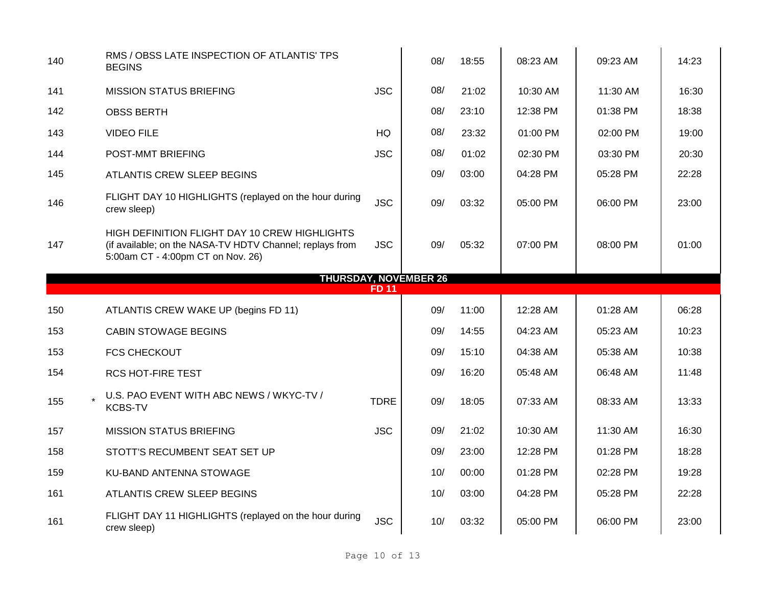| | | | | | | | | |
|---|---|---|---|---|---|---|---|---|
| 140 | | RMS / OBSS LATE INSPECTION OF ATLANTIS' TPS BEGINS | | 08/ | 18:55 | 08:23 AM | 09:23 AM | 14:23 |
| 141 | | MISSION STATUS BRIEFING | JSC | 08/ | 21:02 | 10:30 AM | 11:30 AM | 16:30 |
| 142 | | OBSS BERTH | | 08/ | 23:10 | 12:38 PM | 01:38 PM | 18:38 |
| 143 | | VIDEO FILE | HQ | 08/ | 23:32 | 01:00 PM | 02:00 PM | 19:00 |
| 144 | | POST-MMT BRIEFING | JSC | 08/ | 01:02 | 02:30 PM | 03:30 PM | 20:30 |
| 145 | | ATLANTIS CREW SLEEP BEGINS | | 09/ | 03:00 | 04:28 PM | 05:28 PM | 22:28 |
| 146 | | FLIGHT DAY 10 HIGHLIGHTS (replayed on the hour during crew sleep) | JSC | 09/ | 03:32 | 05:00 PM | 06:00 PM | 23:00 |
| 147 | | HIGH DEFINITION FLIGHT DAY 10 CREW HIGHLIGHTS (if available; on the NASA-TV HDTV Channel; replays from 5:00am CT - 4:00pm CT on Nov. 26) | JSC | 09/ | 05:32 | 07:00 PM | 08:00 PM | 01:00 |
| | | **THURSDAY, NOVEMBER 26** | | | | | | |
| | | **FD 11** | | | | | | |
| 150 | | ATLANTIS CREW WAKE UP (begins FD 11) | | 09/ | 11:00 | 12:28 AM | 01:28 AM | 06:28 |
| 153 | | CABIN STOWAGE BEGINS | | 09/ | 14:55 | 04:23 AM | 05:23 AM | 10:23 |
| 153 | | FCS CHECKOUT | | 09/ | 15:10 | 04:38 AM | 05:38 AM | 10:38 |
| 154 | | RCS HOT-FIRE TEST | | 09/ | 16:20 | 05:48 AM | 06:48 AM | 11:48 |
| 155 | * | U.S. PAO EVENT WITH ABC NEWS / WKYC-TV / KCBS-TV | TDRE | 09/ | 18:05 | 07:33 AM | 08:33 AM | 13:33 |
| 157 | | MISSION STATUS BRIEFING | JSC | 09/ | 21:02 | 10:30 AM | 11:30 AM | 16:30 |
| 158 | | STOTT'S RECUMBENT SEAT SET UP | | 09/ | 23:00 | 12:28 PM | 01:28 PM | 18:28 |
| 159 | | KU-BAND ANTENNA STOWAGE | | 10/ | 00:00 | 01:28 PM | 02:28 PM | 19:28 |
| 161 | | ATLANTIS CREW SLEEP BEGINS | | 10/ | 03:00 | 04:28 PM | 05:28 PM | 22:28 |
| 161 | | FLIGHT DAY 11 HIGHLIGHTS (replayed on the hour during crew sleep) | JSC | 10/ | 03:32 | 05:00 PM | 06:00 PM | 23:00 |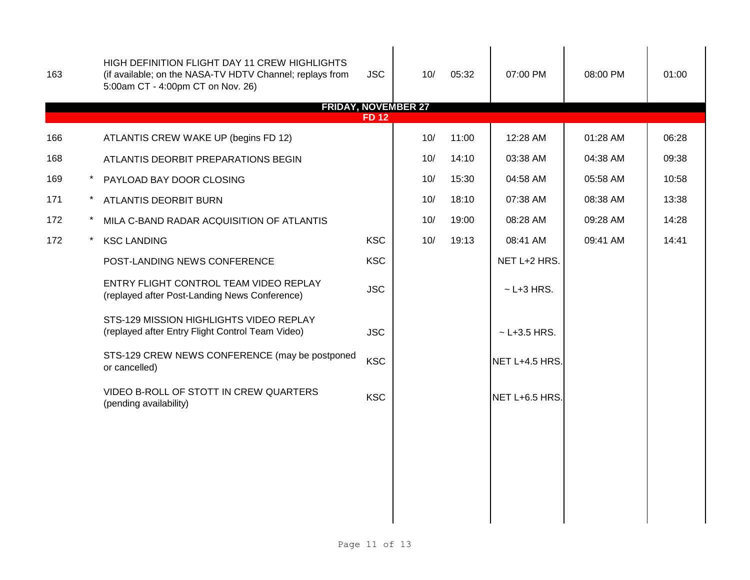| | | | | | | | | |
|---|---|---|---|---|---|---|---|---|
| 163 | | HIGH DEFINITION FLIGHT DAY 11 CREW HIGHLIGHTS (if available; on the NASA-TV HDTV Channel; replays from 5:00am CT - 4:00pm CT on Nov. 26) | JSC | 10/ | 05:32 | 07:00 PM | 08:00 PM | 01:00 |
| | | **FRIDAY, NOVEMBER 27** | | | | | | |
| | | **FD 12** | | | | | | |
| 166 | | ATLANTIS CREW WAKE UP (begins FD 12) | | 10/ | 11:00 | 12:28 AM | 01:28 AM | 06:28 |
| 168 | | ATLANTIS DEORBIT PREPARATIONS BEGIN | | 10/ | 14:10 | 03:38 AM | 04:38 AM | 09:38 |
| 169 | * | PAYLOAD BAY DOOR CLOSING | | 10/ | 15:30 | 04:58 AM | 05:58 AM | 10:58 |
| 171 | * | ATLANTIS DEORBIT BURN | | 10/ | 18:10 | 07:38 AM | 08:38 AM | 13:38 |
| 172 | * | MILA C-BAND RADAR ACQUISITION OF ATLANTIS | | 10/ | 19:00 | 08:28 AM | 09:28 AM | 14:28 |
| 172 | * | KSC LANDING | KSC | 10/ | 19:13 | 08:41 AM | 09:41 AM | 14:41 |
| | | POST-LANDING NEWS CONFERENCE | KSC | | | NET L+2 HRS. | | |
| | | ENTRY FLIGHT CONTROL TEAM VIDEO REPLAY (replayed after Post-Landing News Conference) | JSC | | | ~ L+3 HRS. | | |
| | | STS-129 MISSION HIGHLIGHTS VIDEO REPLAY (replayed after Entry Flight Control Team Video) | JSC | | | ~ L+3.5 HRS. | | |
| | | STS-129 CREW NEWS CONFERENCE (may be postponed or cancelled) | KSC | | | NET L+4.5 HRS. | | |
| | | VIDEO B-ROLL OF STOTT IN CREW QUARTERS (pending availability) | KSC | | | NET L+6.5 HRS. | | |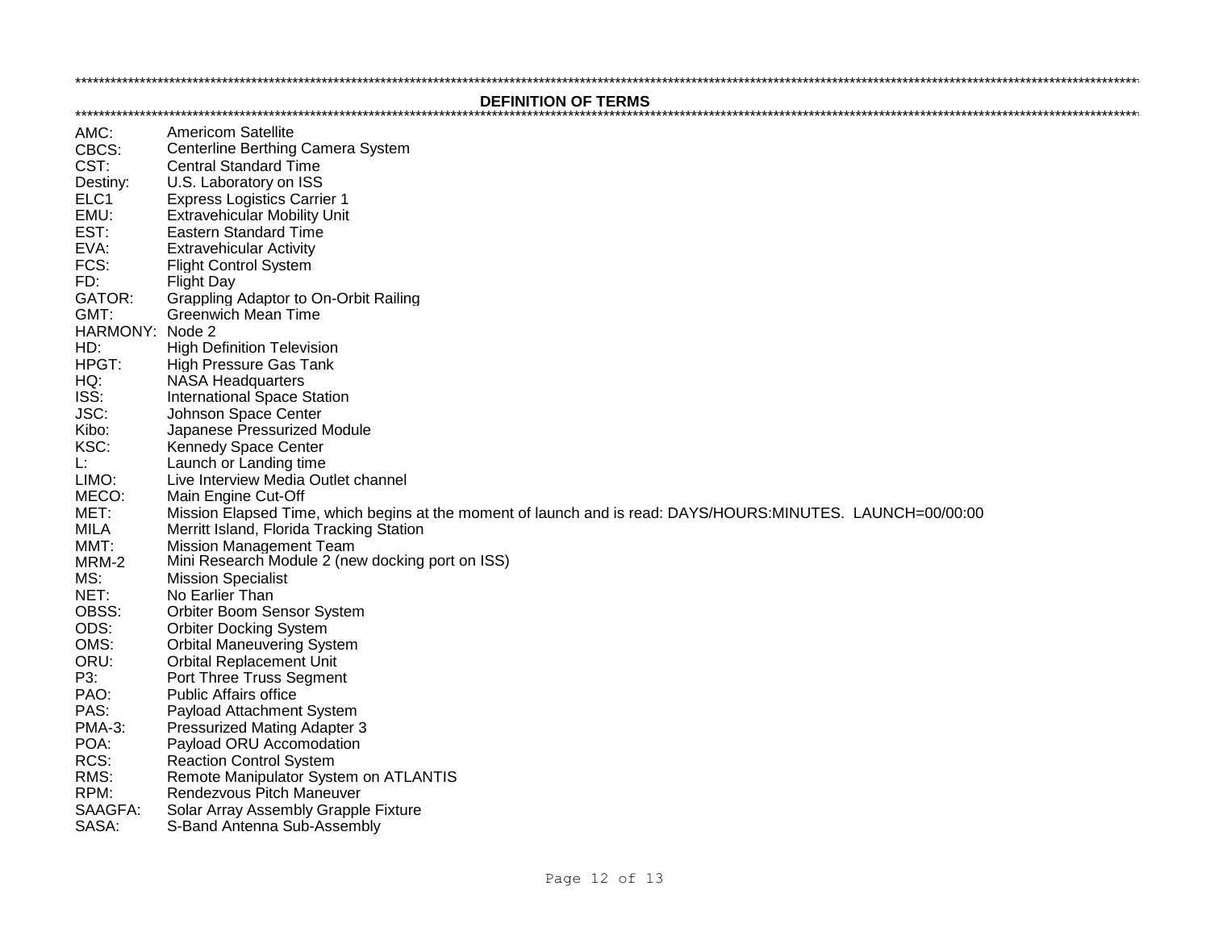## DEFINITION OF TERMS

| | |
|---|---|
| AMC: | Americom Satellite |
| CBCS: | Centerline Berthing Camera System |
| CST: | Central Standard Time |
| Destiny: | U.S. Laboratory on ISS |
| ELC1 | Express Logistics Carrier 1 |
| EMU: | Extravehicular Mobility Unit |
| EST: | Eastern Standard Time |
| EVA: | Extravehicular Activity |
| FCS: | Flight Control System |
| FD: | Flight Day |
| GATOR: | Grappling Adaptor to On-Orbit Railing |
| GMT: | Greenwich Mean Time |
| HARMONY: | Node 2 |
| HD: | High Definition Television |
| HPGT: | High Pressure Gas Tank |
| HQ: | NASA Headquarters |
| ISS: | International Space Station |
| JSC: | Johnson Space Center |
| Kibo: | Japanese Pressurized Module |
| KSC: | Kennedy Space Center |
| L: | Launch or Landing time |
| LIMO: | Live Interview Media Outlet channel |
| MECO: | Main Engine Cut-Off |
| MET: | Mission Elapsed Time, which begins at the moment of launch and is read: DAYS/HOURS:MINUTES. LAUNCH=00/00:00 |
| MILA | Merritt Island, Florida Tracking Station |
| MMT: | Mission Management Team |
| MRM-2 | Mini Research Module 2 (new docking port on ISS) |
| MS: | Mission Specialist |
| NET: | No Earlier Than |
| OBSS: | Orbiter Boom Sensor System |
| ODS: | Orbiter Docking System |
| OMS: | Orbital Maneuvering System |
| ORU: | Orbital Replacement Unit |
| P3: | Port Three Truss Segment |
| PAO: | Public Affairs office |
| PAS: | Payload Attachment System |
| PMA-3: | Pressurized Mating Adapter 3 |
| POA: | Payload ORU Accomodation |
| RCS: | Reaction Control System |
| RMS: | Remote Manipulator System on ATLANTIS |
| RPM: | Rendezvous Pitch Maneuver |
| SAAGFA: | Solar Array Assembly Grapple Fixture |
| SASA: | S-Band Antenna Sub-Assembly |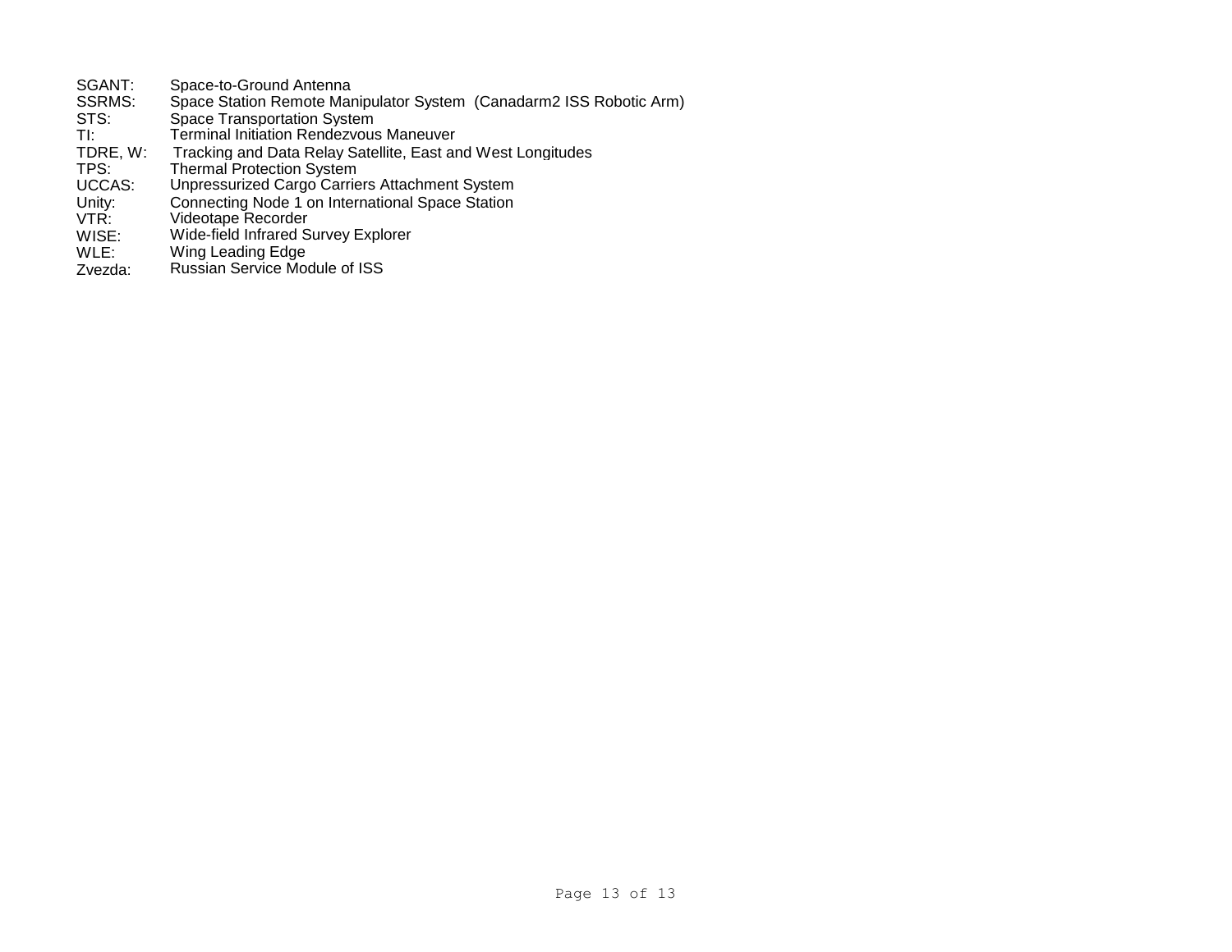SGANT: Space-to-Ground Antenna
SSRMS: Space Station Remote Manipulator System (Canadarm2 ISS Robotic Arm)
STS: Space Transportation System
TI: Terminal Initiation Rendezvous Maneuver
TDRE, W: Tracking and Data Relay Satellite, East and West Longitudes
TPS: Thermal Protection System
UCCAS: Unpressurized Cargo Carriers Attachment System
Unity: Connecting Node 1 on International Space Station
VTR: Videotape Recorder
WISE: Wide-field Infrared Survey Explorer
WLE: Wing Leading Edge
Zvezda: Russian Service Module of ISS